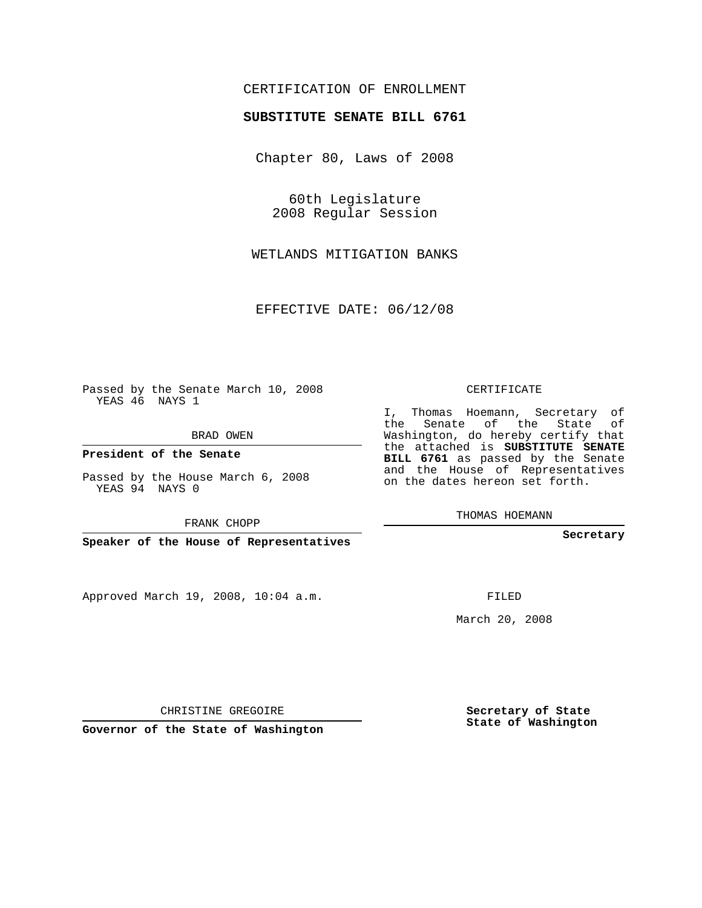CERTIFICATION OF ENROLLMENT

**SUBSTITUTE SENATE BILL 6761**

Chapter 80, Laws of 2008

60th Legislature
2008 Regular Session

WETLANDS MITIGATION BANKS

EFFECTIVE DATE: 06/12/08

Passed by the Senate March 10, 2008
YEAS 46 NAYS 1

BRAD OWEN

**President of the Senate**

Passed by the House March 6, 2008
YEAS 94 NAYS 0

FRANK CHOPP

**Speaker of the House of Representatives**

Approved March 19, 2008, 10:04 a.m.

CHRISTINE GREGOIRE

**Governor of the State of Washington**

CERTIFICATE

I, Thomas Hoemann, Secretary of the Senate of the State of Washington, do hereby certify that the attached is **SUBSTITUTE SENATE BILL 6761** as passed by the Senate and the House of Representatives on the dates hereon set forth.

THOMAS HOEMANN

**Secretary**

FILED

March 20, 2008

**Secretary of State**
**State of Washington**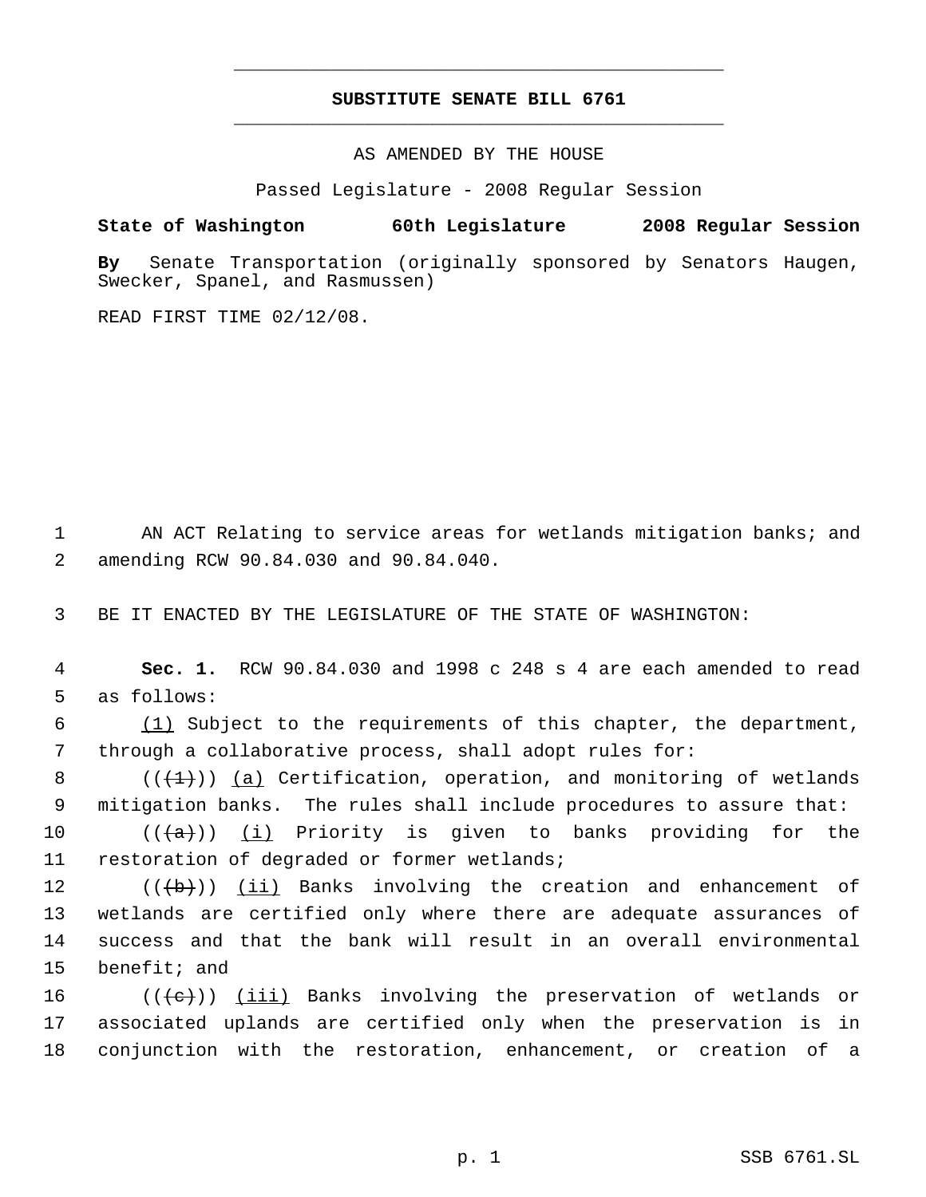# SUBSTITUTE SENATE BILL 6761

AS AMENDED BY THE HOUSE

Passed Legislature - 2008 Regular Session

**State of Washington 60th Legislature 2008 Regular Session**

**By** Senate Transportation (originally sponsored by Senators Haugen, Swecker, Spanel, and Rasmussen)

READ FIRST TIME 02/12/08.

1 AN ACT Relating to service areas for wetlands mitigation banks; and
2 amending RCW 90.84.030 and 90.84.040.

3 BE IT ENACTED BY THE LEGISLATURE OF THE STATE OF WASHINGTON:

4 **Sec. 1.** RCW 90.84.030 and 1998 c 248 s 4 are each amended to read
5 as follows:

6 (1) Subject to the requirements of this chapter, the department,
7 through a collaborative process, shall adopt rules for:

8 ((~~(1)~~)) (a) Certification, operation, and monitoring of wetlands
9 mitigation banks. The rules shall include procedures to assure that:

10 ((~~(a)~~)) (i) Priority is given to banks providing for the
11 restoration of degraded or former wetlands;

12 ((~~(b)~~)) (ii) Banks involving the creation and enhancement of
13 wetlands are certified only where there are adequate assurances of
14 success and that the bank will result in an overall environmental
15 benefit; and

16 ((~~(c)~~)) (iii) Banks involving the preservation of wetlands or
17 associated uplands are certified only when the preservation is in
18 conjunction with the restoration, enhancement, or creation of a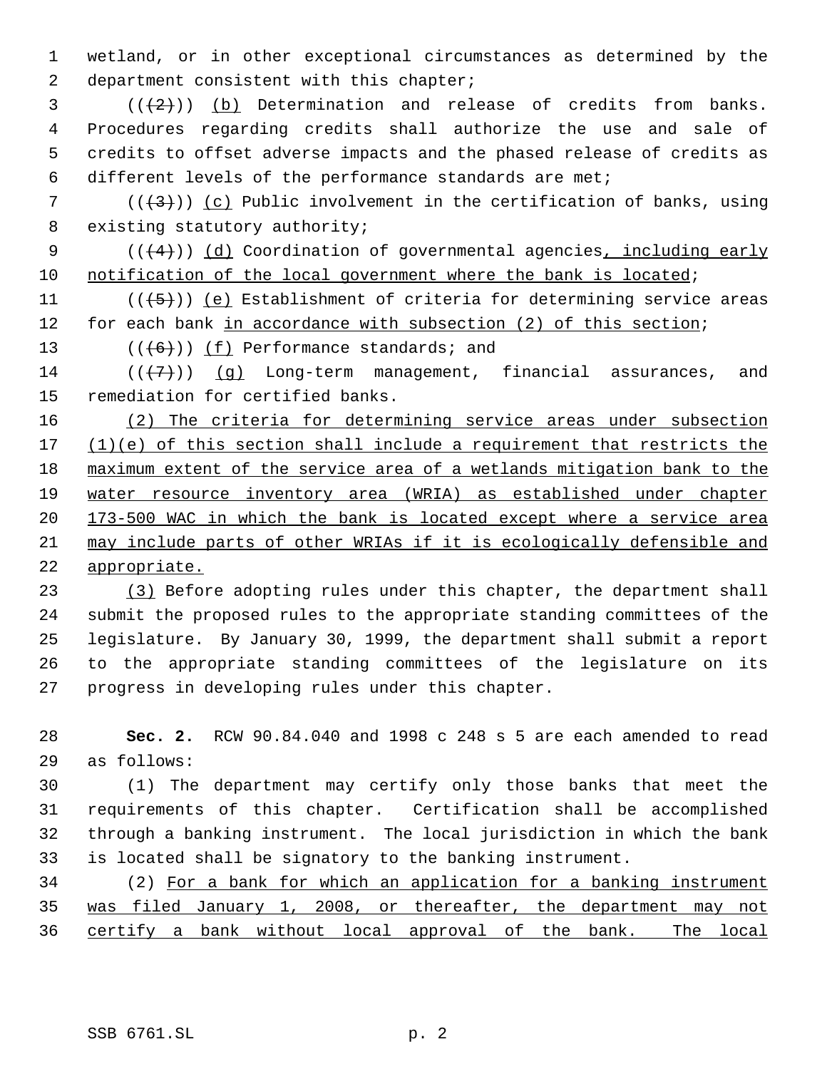wetland, or in other exceptional circumstances as determined by the department consistent with this chapter;

(((2))) <u>(b)</u> Determination and release of credits from banks. Procedures regarding credits shall authorize the use and sale of credits to offset adverse impacts and the phased release of credits as different levels of the performance standards are met;

(((3))) <u>(c)</u> Public involvement in the certification of banks, using existing statutory authority;

(((4))) <u>(d)</u> Coordination of governmental agencies<u>, including early notification of the local government where the bank is located</u>;

(((5))) <u>(e)</u> Establishment of criteria for determining service areas for each bank <u>in accordance with subsection (2) of this section</u>;

(((6))) <u>(f)</u> Performance standards; and

(((7))) <u>(g)</u> Long-term management, financial assurances, and remediation for certified banks.

<u>(2) The criteria for determining service areas under subsection (1)(e) of this section shall include a requirement that restricts the maximum extent of the service area of a wetlands mitigation bank to the water resource inventory area (WRIA) as established under chapter 173-500 WAC in which the bank is located except where a service area may include parts of other WRIAs if it is ecologically defensible and appropriate.</u>

<u>(3)</u> Before adopting rules under this chapter, the department shall submit the proposed rules to the appropriate standing committees of the legislature. By January 30, 1999, the department shall submit a report to the appropriate standing committees of the legislature on its progress in developing rules under this chapter.

**Sec. 2.** RCW 90.84.040 and 1998 c 248 s 5 are each amended to read as follows:

(1) The department may certify only those banks that meet the requirements of this chapter. Certification shall be accomplished through a banking instrument. The local jurisdiction in which the bank is located shall be signatory to the banking instrument.

(2) <u>For a bank for which an application for a banking instrument was filed January 1, 2008, or thereafter, the department may not certify a bank without local approval of the bank. The local</u>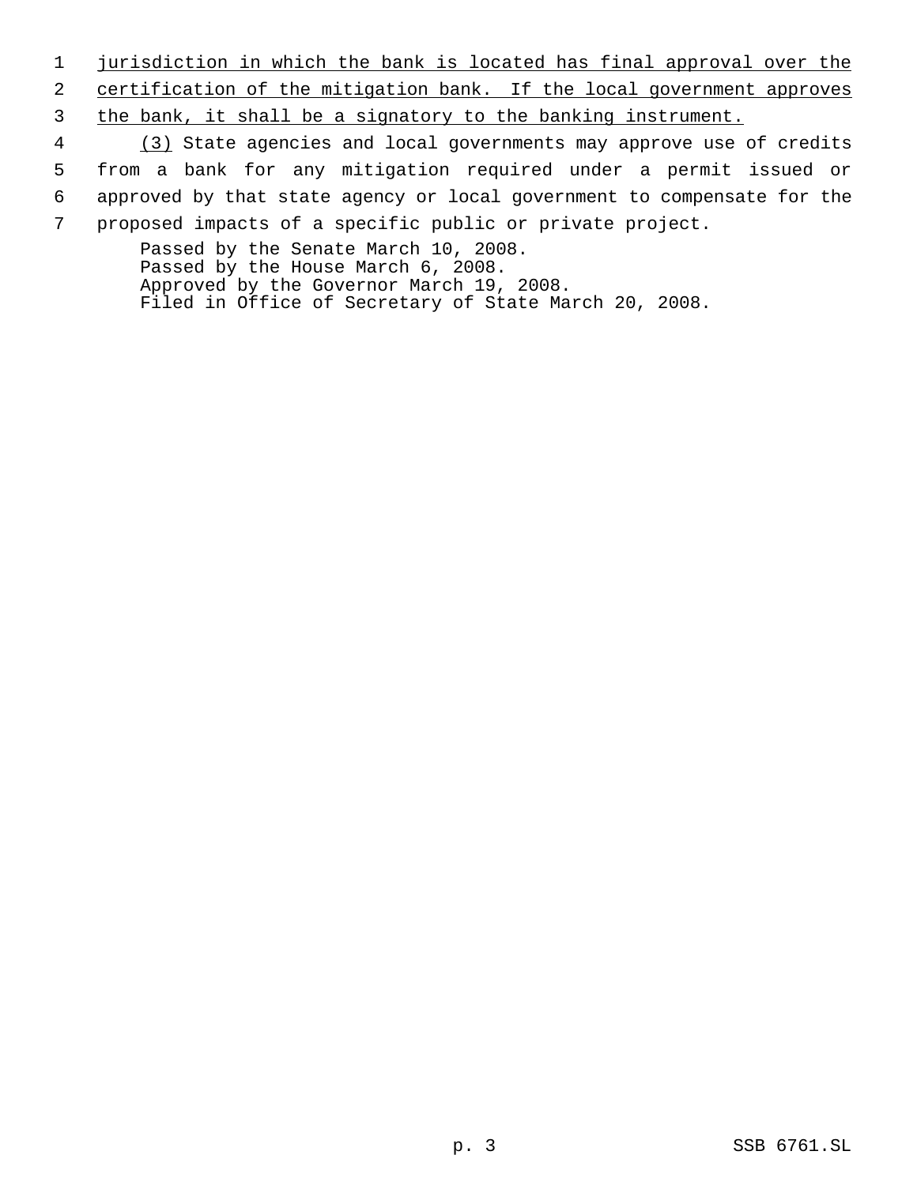jurisdiction in which the bank is located has final approval over the certification of the mitigation bank. If the local government approves the bank, it shall be a signatory to the banking instrument.

(3) State agencies and local governments may approve use of credits from a bank for any mitigation required under a permit issued or approved by that state agency or local government to compensate for the proposed impacts of a specific public or private project.

Passed by the Senate March 10, 2008.
Passed by the House March 6, 2008.
Approved by the Governor March 19, 2008.
Filed in Office of Secretary of State March 20, 2008.